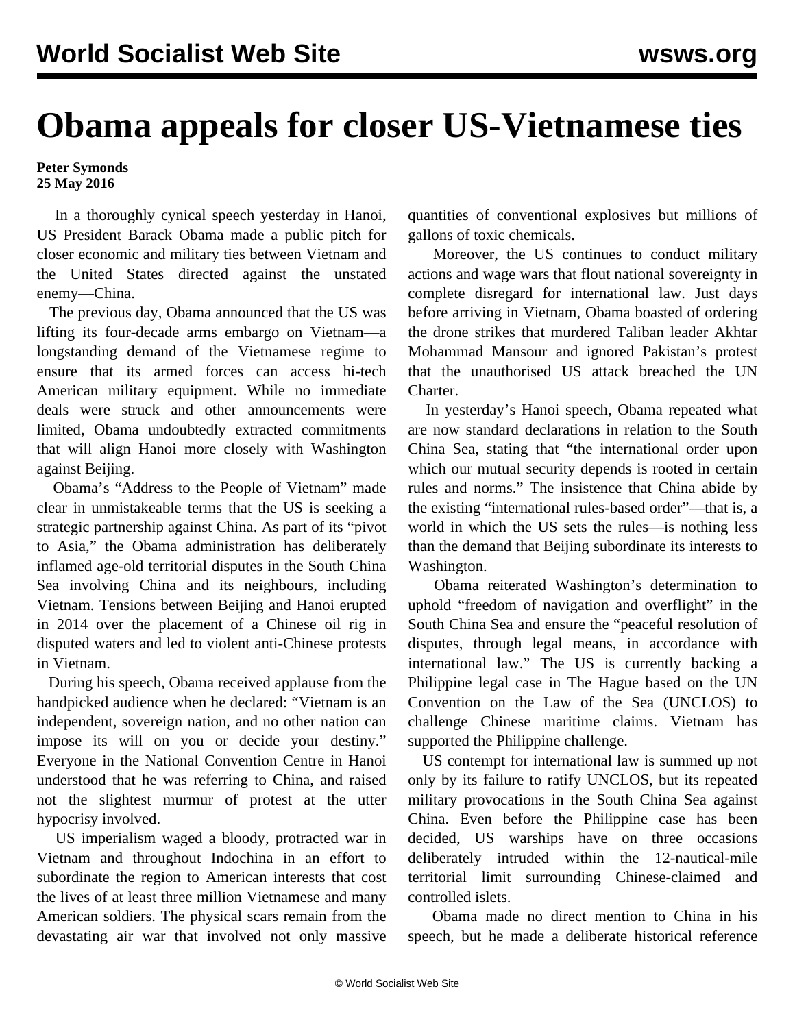# Obama appeals for closer US-Vietnamese ties

**Peter Symonds**
**25 May 2016**

In a thoroughly cynical speech yesterday in Hanoi, US President Barack Obama made a public pitch for closer economic and military ties between Vietnam and the United States directed against the unstated enemy—China.

The previous day, Obama announced that the US was lifting its four-decade arms embargo on Vietnam—a longstanding demand of the Vietnamese regime to ensure that its armed forces can access hi-tech American military equipment. While no immediate deals were struck and other announcements were limited, Obama undoubtedly extracted commitments that will align Hanoi more closely with Washington against Beijing.

Obama's "Address to the People of Vietnam" made clear in unmistakeable terms that the US is seeking a strategic partnership against China. As part of its "pivot to Asia," the Obama administration has deliberately inflamed age-old territorial disputes in the South China Sea involving China and its neighbours, including Vietnam. Tensions between Beijing and Hanoi erupted in 2014 over the placement of a Chinese oil rig in disputed waters and led to violent anti-Chinese protests in Vietnam.

During his speech, Obama received applause from the handpicked audience when he declared: "Vietnam is an independent, sovereign nation, and no other nation can impose its will on you or decide your destiny." Everyone in the National Convention Centre in Hanoi understood that he was referring to China, and raised not the slightest murmur of protest at the utter hypocrisy involved.

US imperialism waged a bloody, protracted war in Vietnam and throughout Indochina in an effort to subordinate the region to American interests that cost the lives of at least three million Vietnamese and many American soldiers. The physical scars remain from the devastating air war that involved not only massive quantities of conventional explosives but millions of gallons of toxic chemicals.

Moreover, the US continues to conduct military actions and wage wars that flout national sovereignty in complete disregard for international law. Just days before arriving in Vietnam, Obama boasted of ordering the drone strikes that murdered Taliban leader Akhtar Mohammad Mansour and ignored Pakistan's protest that the unauthorised US attack breached the UN Charter.

In yesterday's Hanoi speech, Obama repeated what are now standard declarations in relation to the South China Sea, stating that "the international order upon which our mutual security depends is rooted in certain rules and norms." The insistence that China abide by the existing "international rules-based order"—that is, a world in which the US sets the rules—is nothing less than the demand that Beijing subordinate its interests to Washington.

Obama reiterated Washington's determination to uphold "freedom of navigation and overflight" in the South China Sea and ensure the "peaceful resolution of disputes, through legal means, in accordance with international law." The US is currently backing a Philippine legal case in The Hague based on the UN Convention on the Law of the Sea (UNCLOS) to challenge Chinese maritime claims. Vietnam has supported the Philippine challenge.

US contempt for international law is summed up not only by its failure to ratify UNCLOS, but its repeated military provocations in the South China Sea against China. Even before the Philippine case has been decided, US warships have on three occasions deliberately intruded within the 12-nautical-mile territorial limit surrounding Chinese-claimed and controlled islets.

Obama made no direct mention to China in his speech, but he made a deliberate historical reference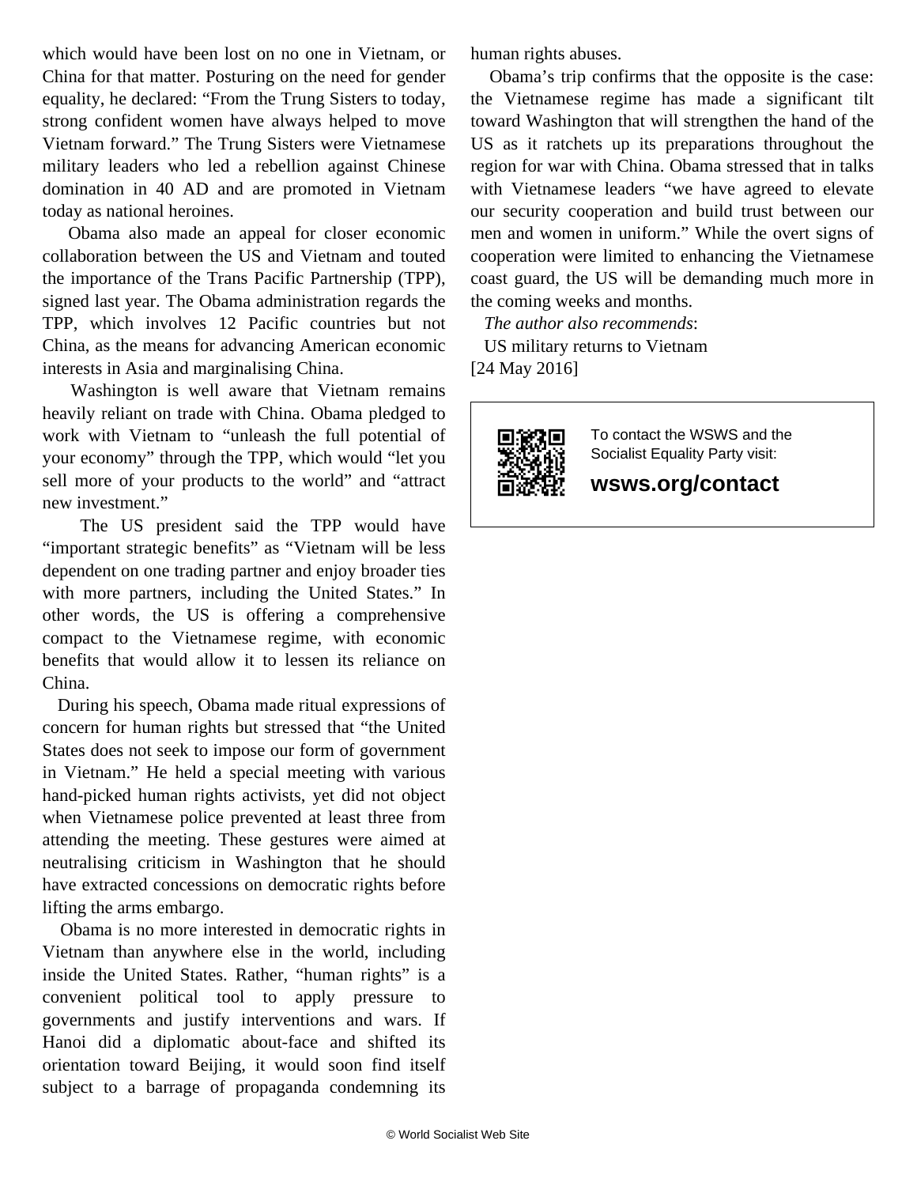which would have been lost on no one in Vietnam, or China for that matter. Posturing on the need for gender equality, he declared: "From the Trung Sisters to today, strong confident women have always helped to move Vietnam forward." The Trung Sisters were Vietnamese military leaders who led a rebellion against Chinese domination in 40 AD and are promoted in Vietnam today as national heroines.

Obama also made an appeal for closer economic collaboration between the US and Vietnam and touted the importance of the Trans Pacific Partnership (TPP), signed last year. The Obama administration regards the TPP, which involves 12 Pacific countries but not China, as the means for advancing American economic interests in Asia and marginalising China.

Washington is well aware that Vietnam remains heavily reliant on trade with China. Obama pledged to work with Vietnam to "unleash the full potential of your economy" through the TPP, which would "let you sell more of your products to the world" and "attract new investment."

The US president said the TPP would have "important strategic benefits" as "Vietnam will be less dependent on one trading partner and enjoy broader ties with more partners, including the United States." In other words, the US is offering a comprehensive compact to the Vietnamese regime, with economic benefits that would allow it to lessen its reliance on China.

During his speech, Obama made ritual expressions of concern for human rights but stressed that "the United States does not seek to impose our form of government in Vietnam." He held a special meeting with various hand-picked human rights activists, yet did not object when Vietnamese police prevented at least three from attending the meeting. These gestures were aimed at neutralising criticism in Washington that he should have extracted concessions on democratic rights before lifting the arms embargo.

Obama is no more interested in democratic rights in Vietnam than anywhere else in the world, including inside the United States. Rather, "human rights" is a convenient political tool to apply pressure to governments and justify interventions and wars. If Hanoi did a diplomatic about-face and shifted its orientation toward Beijing, it would soon find itself subject to a barrage of propaganda condemning its human rights abuses.

Obama's trip confirms that the opposite is the case: the Vietnamese regime has made a significant tilt toward Washington that will strengthen the hand of the US as it ratchets up its preparations throughout the region for war with China. Obama stressed that in talks with Vietnamese leaders "we have agreed to elevate our security cooperation and build trust between our men and women in uniform." While the overt signs of cooperation were limited to enhancing the Vietnamese coast guard, the US will be demanding much more in the coming weeks and months.

*The author also recommends*:

US military returns to Vietnam
[24 May 2016]

To contact the WSWS and the Socialist Equality Party visit:

**wsws.org/contact**